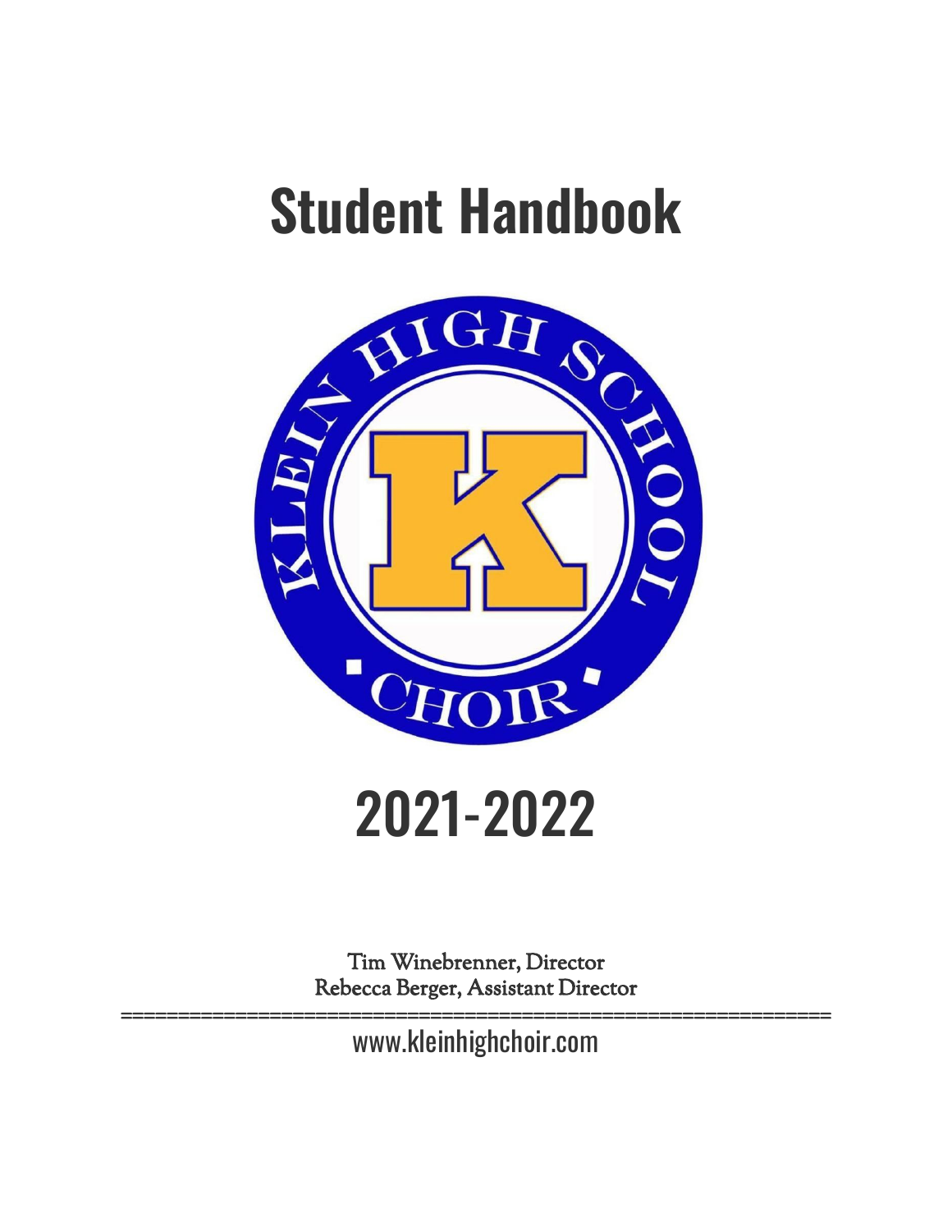# Student Handbook

# 2021-2022

Tim Winebrenner, Director
Rebecca Berger, Assistant Director

www.kleinhighchoir.com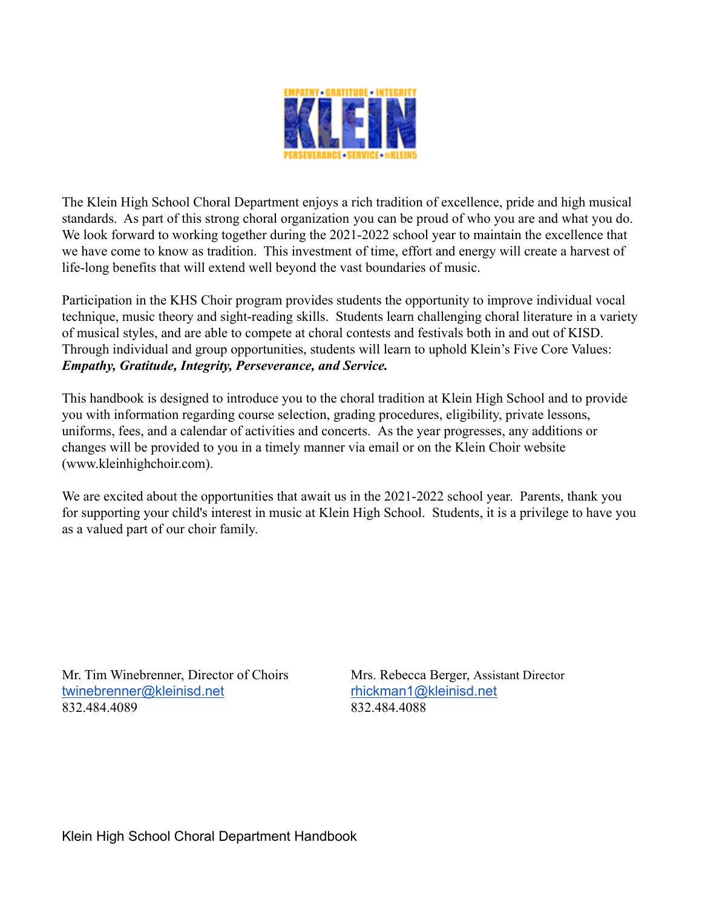The Klein High School Choral Department enjoys a rich tradition of excellence, pride and high musical standards. As part of this strong choral organization you can be proud of who you are and what you do. We look forward to working together during the 2021-2022 school year to maintain the excellence that we have come to know as tradition. This investment of time, effort and energy will create a harvest of life-long benefits that will extend well beyond the vast boundaries of music.

Participation in the KHS Choir program provides students the opportunity to improve individual vocal technique, music theory and sight-reading skills. Students learn challenging choral literature in a variety of musical styles, and are able to compete at choral contests and festivals both in and out of KISD. Through individual and group opportunities, students will learn to uphold Klein's Five Core Values: ***Empathy, Gratitude, Integrity, Perseverance, and Service.***

This handbook is designed to introduce you to the choral tradition at Klein High School and to provide you with information regarding course selection, grading procedures, eligibility, private lessons, uniforms, fees, and a calendar of activities and concerts. As the year progresses, any additions or changes will be provided to you in a timely manner via email or on the Klein Choir website (www.kleinhighchoir.com).

We are excited about the opportunities that await us in the 2021-2022 school year. Parents, thank you for supporting your child's interest in music at Klein High School. Students, it is a privilege to have you as a valued part of our choir family.

Mr. Tim Winebrenner, Director of Choirs
twinebrenner@kleinisd.net
832.484.4089

Mrs. Rebecca Berger, Assistant Director
rhickman1@kleinisd.net
832.484.4088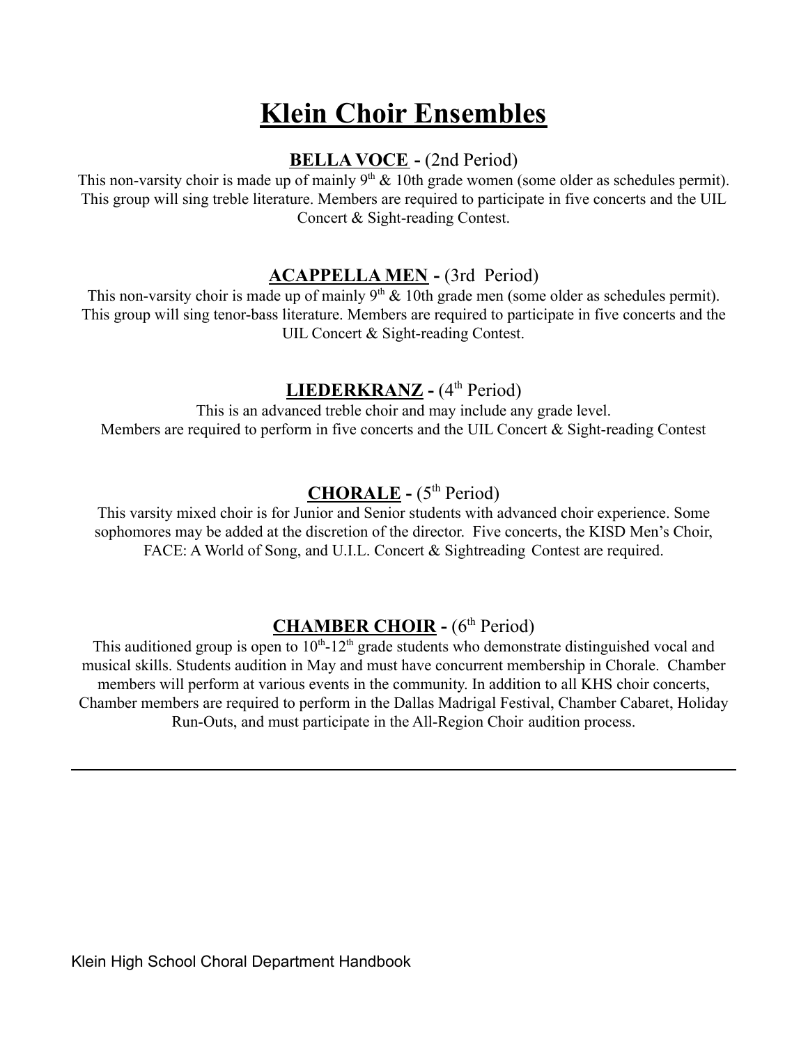# Klein Choir Ensembles

## BELLA VOCE - (2nd Period)

This non-varsity choir is made up of mainly 9th & 10th grade women (some older as schedules permit). This group will sing treble literature. Members are required to participate in five concerts and the UIL Concert & Sight-reading Contest.

## ACAPPELLA MEN - (3rd Period)

This non-varsity choir is made up of mainly 9th & 10th grade men (some older as schedules permit). This group will sing tenor-bass literature. Members are required to participate in five concerts and the UIL Concert & Sight-reading Contest.

## LIEDERKRANZ - (4th Period)

This is an advanced treble choir and may include any grade level.
Members are required to perform in five concerts and the UIL Concert & Sight-reading Contest

## CHORALE - (5th Period)

This varsity mixed choir is for Junior and Senior students with advanced choir experience. Some sophomores may be added at the discretion of the director. Five concerts, the KISD Men's Choir, FACE: A World of Song, and U.I.L. Concert & Sightreading Contest are required.

## CHAMBER CHOIR - (6th Period)

This auditioned group is open to 10th-12th grade students who demonstrate distinguished vocal and musical skills. Students audition in May and must have concurrent membership in Chorale. Chamber members will perform at various events in the community. In addition to all KHS choir concerts, Chamber members are required to perform in the Dallas Madrigal Festival, Chamber Cabaret, Holiday Run-Outs, and must participate in the All-Region Choir audition process.

---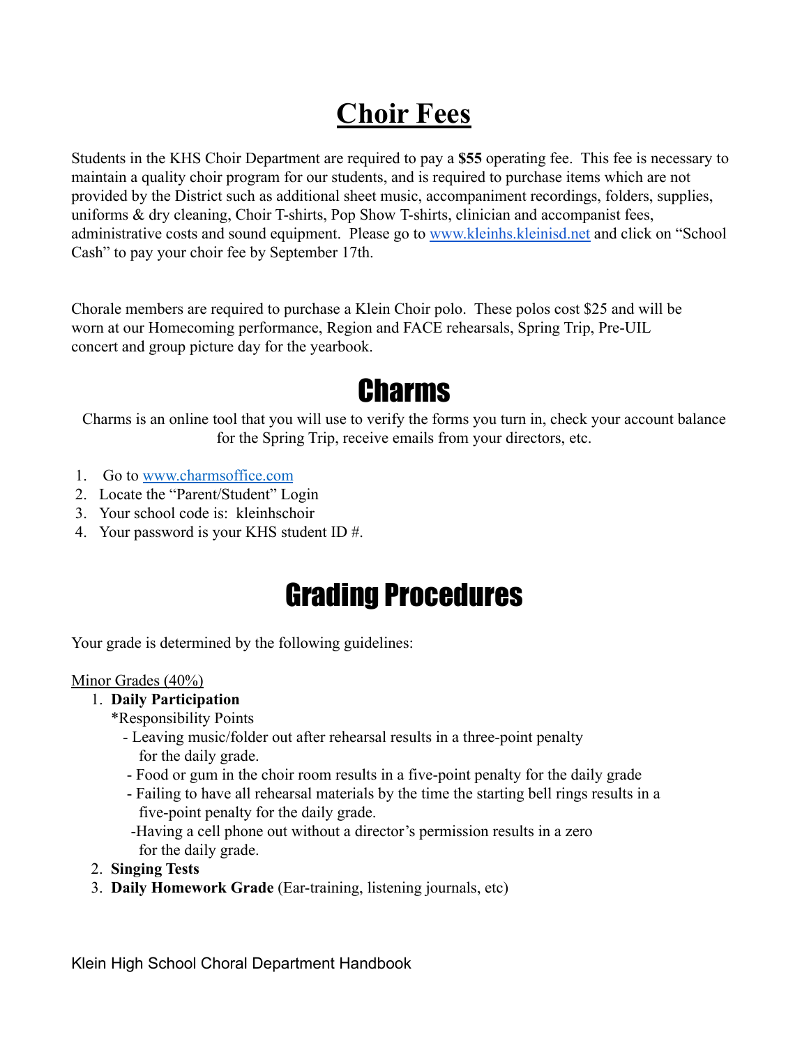# Choir Fees

Students in the KHS Choir Department are required to pay a **$55** operating fee. This fee is necessary to maintain a quality choir program for our students, and is required to purchase items which are not provided by the District such as additional sheet music, accompaniment recordings, folders, supplies, uniforms & dry cleaning, Choir T-shirts, Pop Show T-shirts, clinician and accompanist fees, administrative costs and sound equipment. Please go to [www.kleinhs.kleinisd.net](http://www.kleinhs.kleinisd.net) and click on "School Cash" to pay your choir fee by September 17th.

Chorale members are required to purchase a Klein Choir polo. These polos cost $25 and will be worn at our Homecoming performance, Region and FACE rehearsals, Spring Trip, Pre-UIL concert and group picture day for the yearbook.

# Charms

Charms is an online tool that you will use to verify the forms you turn in, check your account balance for the Spring Trip, receive emails from your directors, etc.

1. Go to [www.charmsoffice.com](http://www.charmsoffice.com)
2. Locate the "Parent/Student" Login
3. Your school code is: kleinhschoir
4. Your password is your KHS student ID #.

# Grading Procedures

Your grade is determined by the following guidelines:

<u>Minor Grades (40%)</u>

1. **Daily Participation**
   *Responsibility Points
   - Leaving music/folder out after rehearsal results in a three-point penalty for the daily grade.
   - Food or gum in the choir room results in a five-point penalty for the daily grade
   - Failing to have all rehearsal materials by the time the starting bell rings results in a five-point penalty for the daily grade.
   - Having a cell phone out without a director's permission results in a zero for the daily grade.
2. **Singing Tests**
3. **Daily Homework Grade** (Ear-training, listening journals, etc)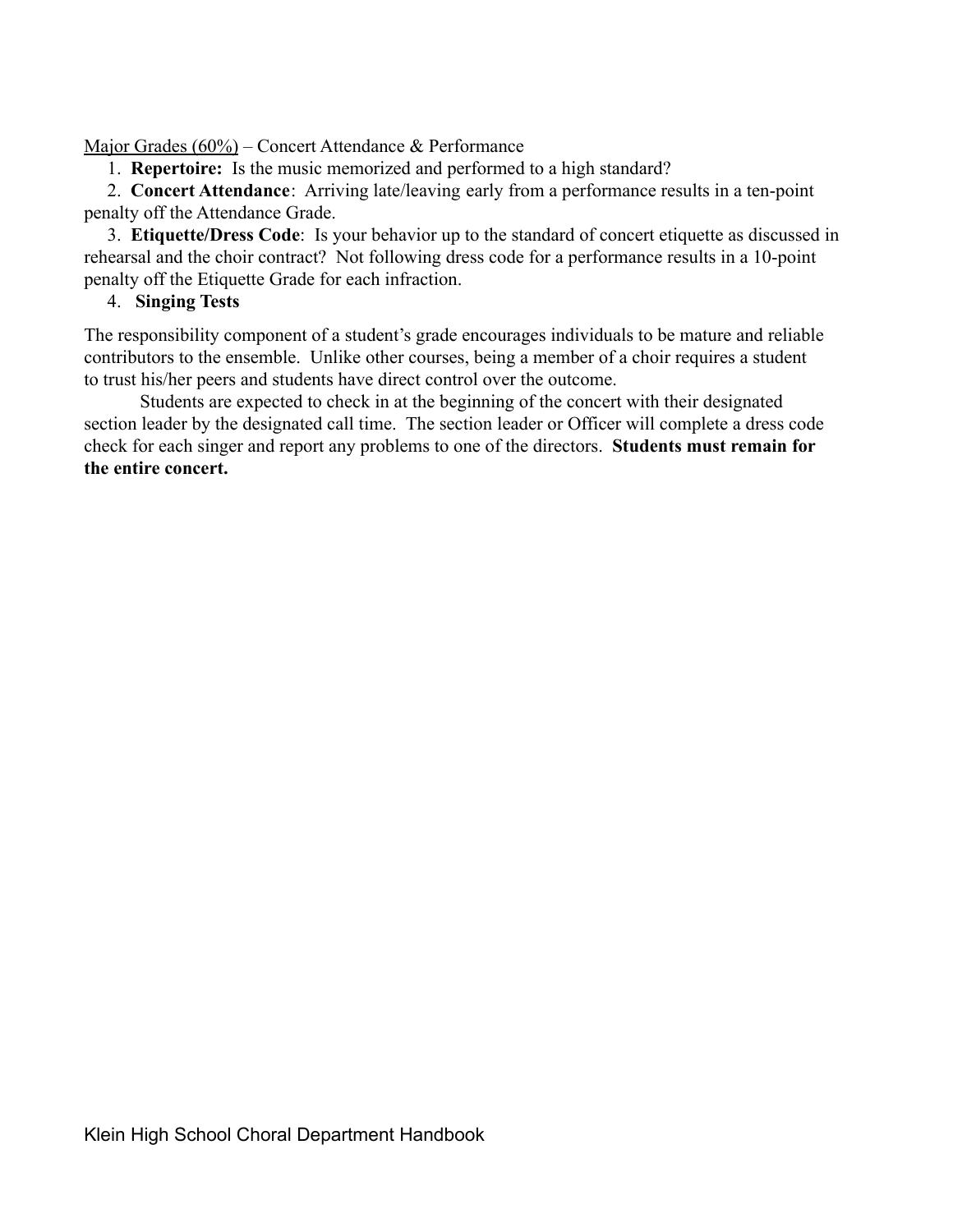<u>Major Grades (60%)</u> – Concert Attendance & Performance

1. **Repertoire:** Is the music memorized and performed to a high standard?
2. **Concert Attendance**: Arriving late/leaving early from a performance results in a ten-point penalty off the Attendance Grade.
3. **Etiquette/Dress Code**: Is your behavior up to the standard of concert etiquette as discussed in rehearsal and the choir contract? Not following dress code for a performance results in a 10-point penalty off the Etiquette Grade for each infraction.
4. **Singing Tests**

The responsibility component of a student's grade encourages individuals to be mature and reliable contributors to the ensemble. Unlike other courses, being a member of a choir requires a student to trust his/her peers and students have direct control over the outcome.

Students are expected to check in at the beginning of the concert with their designated section leader by the designated call time. The section leader or Officer will complete a dress code check for each singer and report any problems to one of the directors. **Students must remain for the entire concert.**